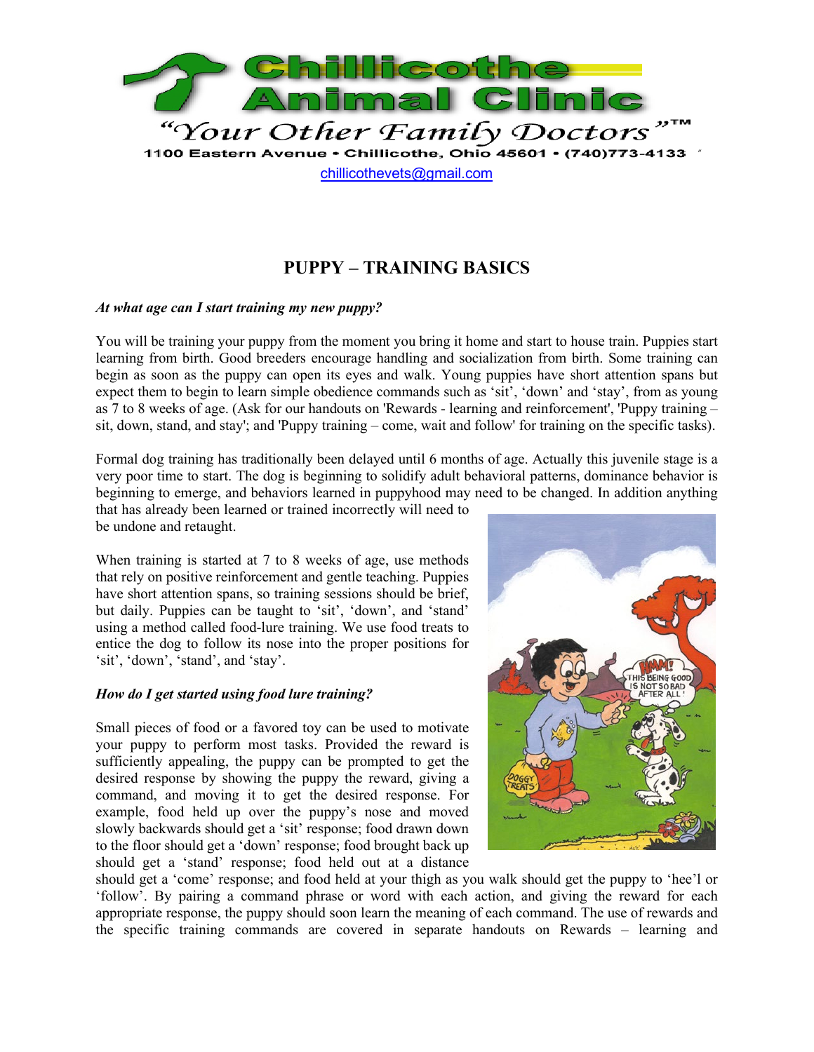# Chillicothe Animal Clinic

"Your Other Family Doctors"™

1100 Eastern Avenue • Chillicothe, Ohio 45601 • (740)773-4133

chillicothevets@gmail.com

## PUPPY – TRAINING BASICS

***At what age can I start training my new puppy?***

You will be training your puppy from the moment you bring it home and start to house train. Puppies start learning from birth. Good breeders encourage handling and socialization from birth. Some training can begin as soon as the puppy can open its eyes and walk. Young puppies have short attention spans but expect them to begin to learn simple obedience commands such as 'sit', 'down' and 'stay', from as young as 7 to 8 weeks of age. (Ask for our handouts on 'Rewards - learning and reinforcement', 'Puppy training – sit, down, stand, and stay'; and 'Puppy training – come, wait and follow' for training on the specific tasks).

Formal dog training has traditionally been delayed until 6 months of age. Actually this juvenile stage is a very poor time to start. The dog is beginning to solidify adult behavioral patterns, dominance behavior is beginning to emerge, and behaviors learned in puppyhood may need to be changed. In addition anything that has already been learned or trained incorrectly will need to be undone and retaught.

When training is started at 7 to 8 weeks of age, use methods that rely on positive reinforcement and gentle teaching. Puppies have short attention spans, so training sessions should be brief, but daily. Puppies can be taught to 'sit', 'down', and 'stand' using a method called food-lure training. We use food treats to entice the dog to follow its nose into the proper positions for 'sit', 'down', 'stand', and 'stay'.

***How do I get started using food lure training?***

Small pieces of food or a favored toy can be used to motivate your puppy to perform most tasks. Provided the reward is sufficiently appealing, the puppy can be prompted to get the desired response by showing the puppy the reward, giving a command, and moving it to get the desired response. For example, food held up over the puppy's nose and moved slowly backwards should get a 'sit' response; food drawn down to the floor should get a 'down' response; food brought back up should get a 'stand' response; food held out at a distance should get a 'come' response; and food held at your thigh as you walk should get the puppy to 'hee'l or 'follow'. By pairing a command phrase or word with each action, and giving the reward for each appropriate response, the puppy should soon learn the meaning of each command. The use of rewards and the specific training commands are covered in separate handouts on Rewards – learning and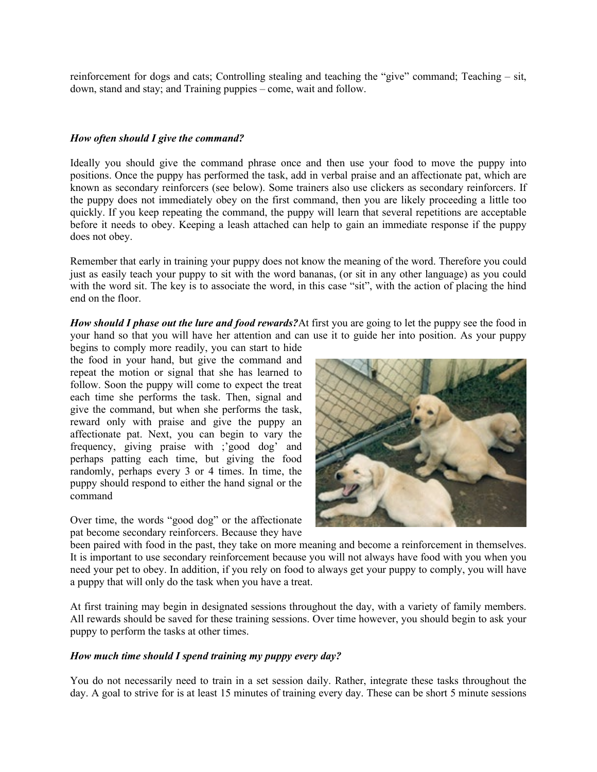reinforcement for dogs and cats; Controlling stealing and teaching the "give" command; Teaching – sit, down, stand and stay; and Training puppies – come, wait and follow.

***How often should I give the command?***

Ideally you should give the command phrase once and then use your food to move the puppy into positions. Once the puppy has performed the task, add in verbal praise and an affectionate pat, which are known as secondary reinforcers (see below). Some trainers also use clickers as secondary reinforcers. If the puppy does not immediately obey on the first command, then you are likely proceeding a little too quickly. If you keep repeating the command, the puppy will learn that several repetitions are acceptable before it needs to obey. Keeping a leash attached can help to gain an immediate response if the puppy does not obey.

Remember that early in training your puppy does not know the meaning of the word. Therefore you could just as easily teach your puppy to sit with the word bananas, (or sit in any other language) as you could with the word sit. The key is to associate the word, in this case "sit", with the action of placing the hind end on the floor.

***How should I phase out the lure and food rewards?*** At first you are going to let the puppy see the food in your hand so that you will have her attention and can use it to guide her into position. As your puppy begins to comply more readily, you can start to hide the food in your hand, but give the command and repeat the motion or signal that she has learned to follow. Soon the puppy will come to expect the treat each time she performs the task. Then, signal and give the command, but when she performs the task, reward only with praise and give the puppy an affectionate pat. Next, you can begin to vary the frequency, giving praise with ;'good dog' and perhaps patting each time, but giving the food randomly, perhaps every 3 or 4 times. In time, the puppy should respond to either the hand signal or the command

Over time, the words "good dog" or the affectionate pat become secondary reinforcers. Because they have been paired with food in the past, they take on more meaning and become a reinforcement in themselves. It is important to use secondary reinforcement because you will not always have food with you when you need your pet to obey. In addition, if you rely on food to always get your puppy to comply, you will have a puppy that will only do the task when you have a treat.

At first training may begin in designated sessions throughout the day, with a variety of family members. All rewards should be saved for these training sessions. Over time however, you should begin to ask your puppy to perform the tasks at other times.

***How much time should I spend training my puppy every day?***

You do not necessarily need to train in a set session daily. Rather, integrate these tasks throughout the day. A goal to strive for is at least 15 minutes of training every day. These can be short 5 minute sessions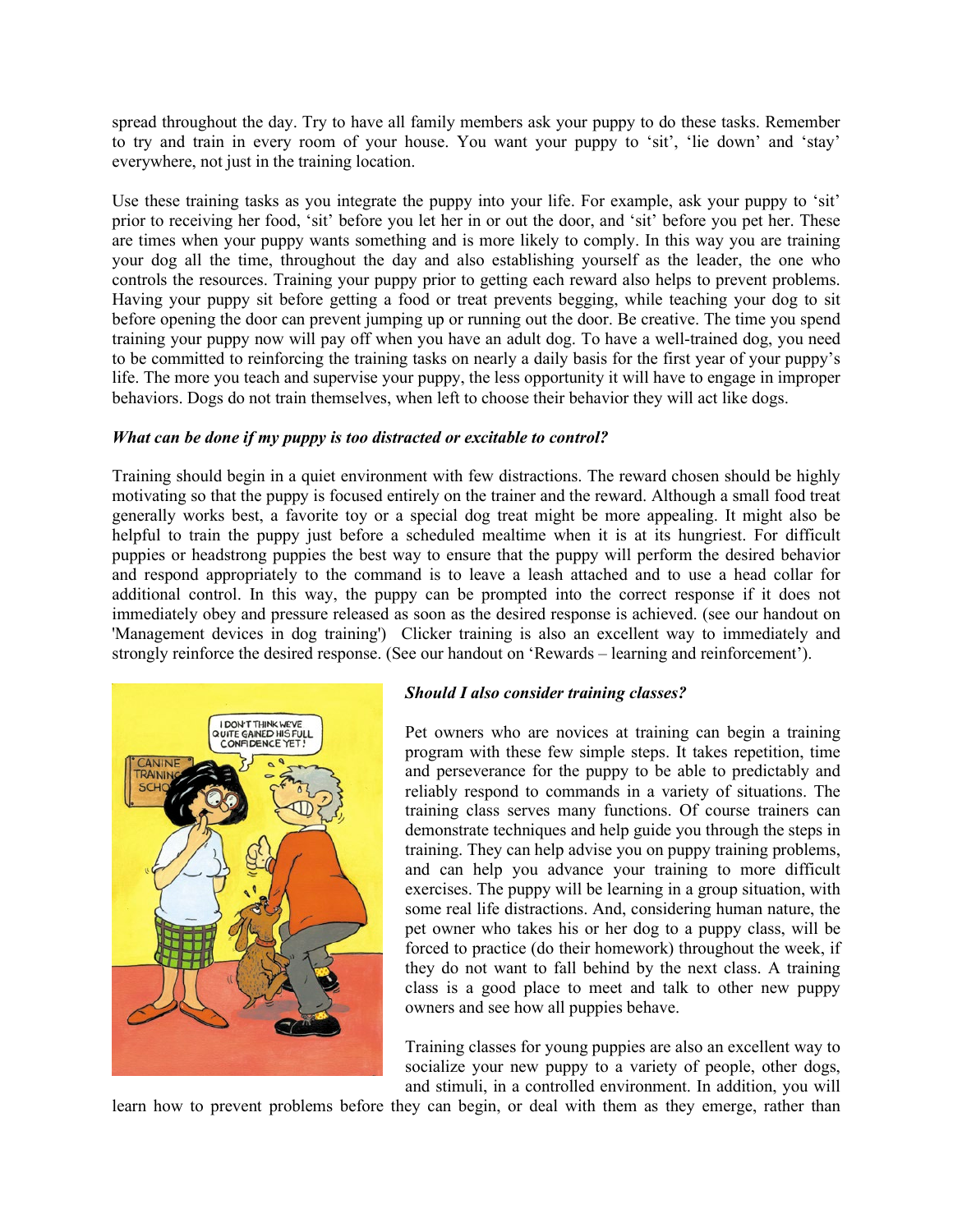spread throughout the day. Try to have all family members ask your puppy to do these tasks. Remember to try and train in every room of your house. You want your puppy to 'sit', 'lie down' and 'stay' everywhere, not just in the training location.

Use these training tasks as you integrate the puppy into your life. For example, ask your puppy to 'sit' prior to receiving her food, 'sit' before you let her in or out the door, and 'sit' before you pet her. These are times when your puppy wants something and is more likely to comply. In this way you are training your dog all the time, throughout the day and also establishing yourself as the leader, the one who controls the resources. Training your puppy prior to getting each reward also helps to prevent problems. Having your puppy sit before getting a food or treat prevents begging, while teaching your dog to sit before opening the door can prevent jumping up or running out the door. Be creative. The time you spend training your puppy now will pay off when you have an adult dog. To have a well-trained dog, you need to be committed to reinforcing the training tasks on nearly a daily basis for the first year of your puppy's life. The more you teach and supervise your puppy, the less opportunity it will have to engage in improper behaviors. Dogs do not train themselves, when left to choose their behavior they will act like dogs.

***What can be done if my puppy is too distracted or excitable to control?***

Training should begin in a quiet environment with few distractions. The reward chosen should be highly motivating so that the puppy is focused entirely on the trainer and the reward. Although a small food treat generally works best, a favorite toy or a special dog treat might be more appealing. It might also be helpful to train the puppy just before a scheduled mealtime when it is at its hungriest. For difficult puppies or headstrong puppies the best way to ensure that the puppy will perform the desired behavior and respond appropriately to the command is to leave a leash attached and to use a head collar for additional control. In this way, the puppy can be prompted into the correct response if it does not immediately obey and pressure released as soon as the desired response is achieved. (see our handout on 'Management devices in dog training') Clicker training is also an excellent way to immediately and strongly reinforce the desired response. (See our handout on 'Rewards – learning and reinforcement').

***Should I also consider training classes?***

Pet owners who are novices at training can begin a training program with these few simple steps. It takes repetition, time and perseverance for the puppy to be able to predictably and reliably respond to commands in a variety of situations. The training class serves many functions. Of course trainers can demonstrate techniques and help guide you through the steps in training. They can help advise you on puppy training problems, and can help you advance your training to more difficult exercises. The puppy will be learning in a group situation, with some real life distractions. And, considering human nature, the pet owner who takes his or her dog to a puppy class, will be forced to practice (do their homework) throughout the week, if they do not want to fall behind by the next class. A training class is a good place to meet and talk to other new puppy owners and see how all puppies behave.

Training classes for young puppies are also an excellent way to socialize your new puppy to a variety of people, other dogs, and stimuli, in a controlled environment. In addition, you will learn how to prevent problems before they can begin, or deal with them as they emerge, rather than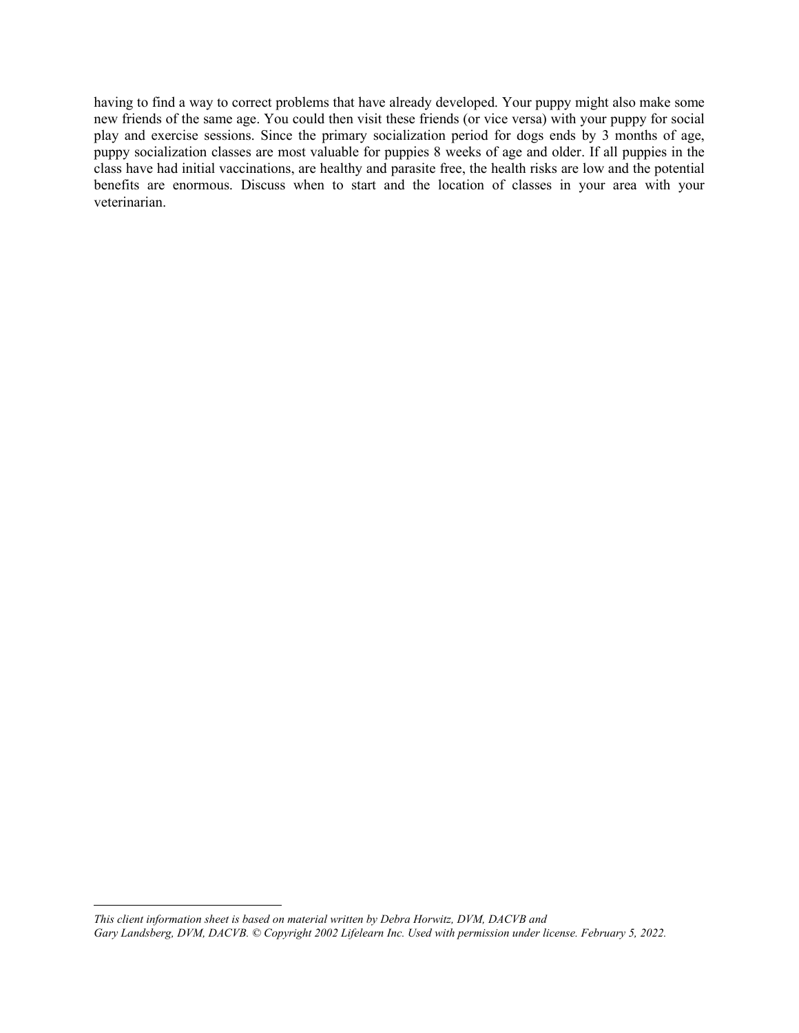having to find a way to correct problems that have already developed. Your puppy might also make some new friends of the same age. You could then visit these friends (or vice versa) with your puppy for social play and exercise sessions. Since the primary socialization period for dogs ends by 3 months of age, puppy socialization classes are most valuable for puppies 8 weeks of age and older. If all puppies in the class have had initial vaccinations, are healthy and parasite free, the health risks are low and the potential benefits are enormous. Discuss when to start and the location of classes in your area with your veterinarian.

---

*This client information sheet is based on material written by Debra Horwitz, DVM, DACVB and Gary Landsberg, DVM, DACVB. © Copyright 2002 Lifelearn Inc. Used with permission under license. February 5, 2022.*